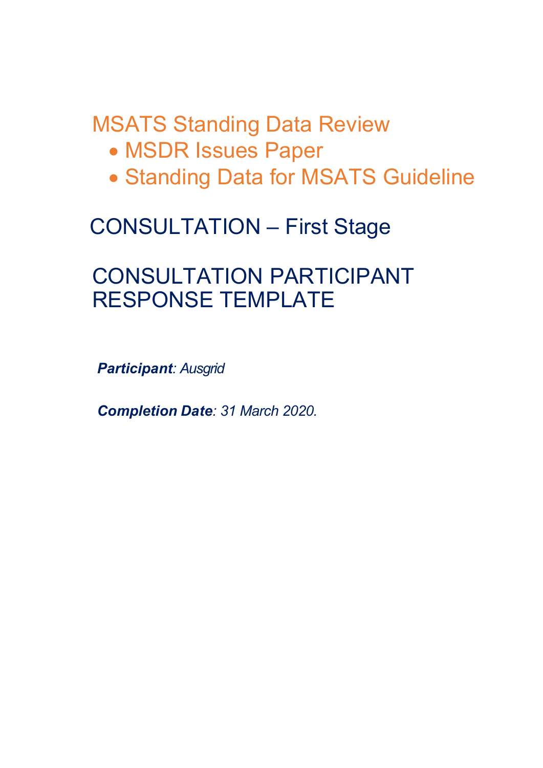# MSATS Standing Data Review

- MSDR Issues Paper
- Standing Data for MSATS Guideline

## CONSULTATION – First Stage

## CONSULTATION PARTICIPANT RESPONSE TEMPLATE

***Participant**: Ausgrid*

***Completion Date**: 31 March 2020.*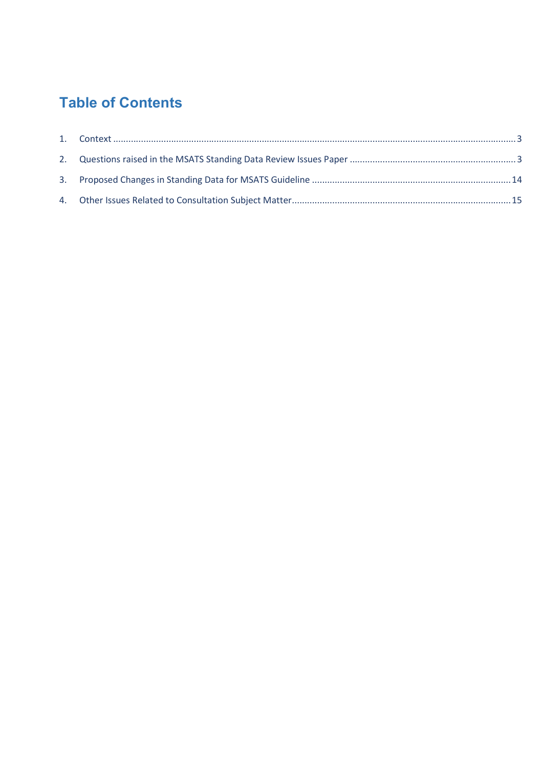# Table of Contents

1. Context ............................................................................................................ 3
2. Questions raised in the MSATS Standing Data Review Issues Paper ............................ 3
3. Proposed Changes in Standing Data for MSATS Guideline ......................................... 14
4. Other Issues Related to Consultation Subject Matter ................................................. 15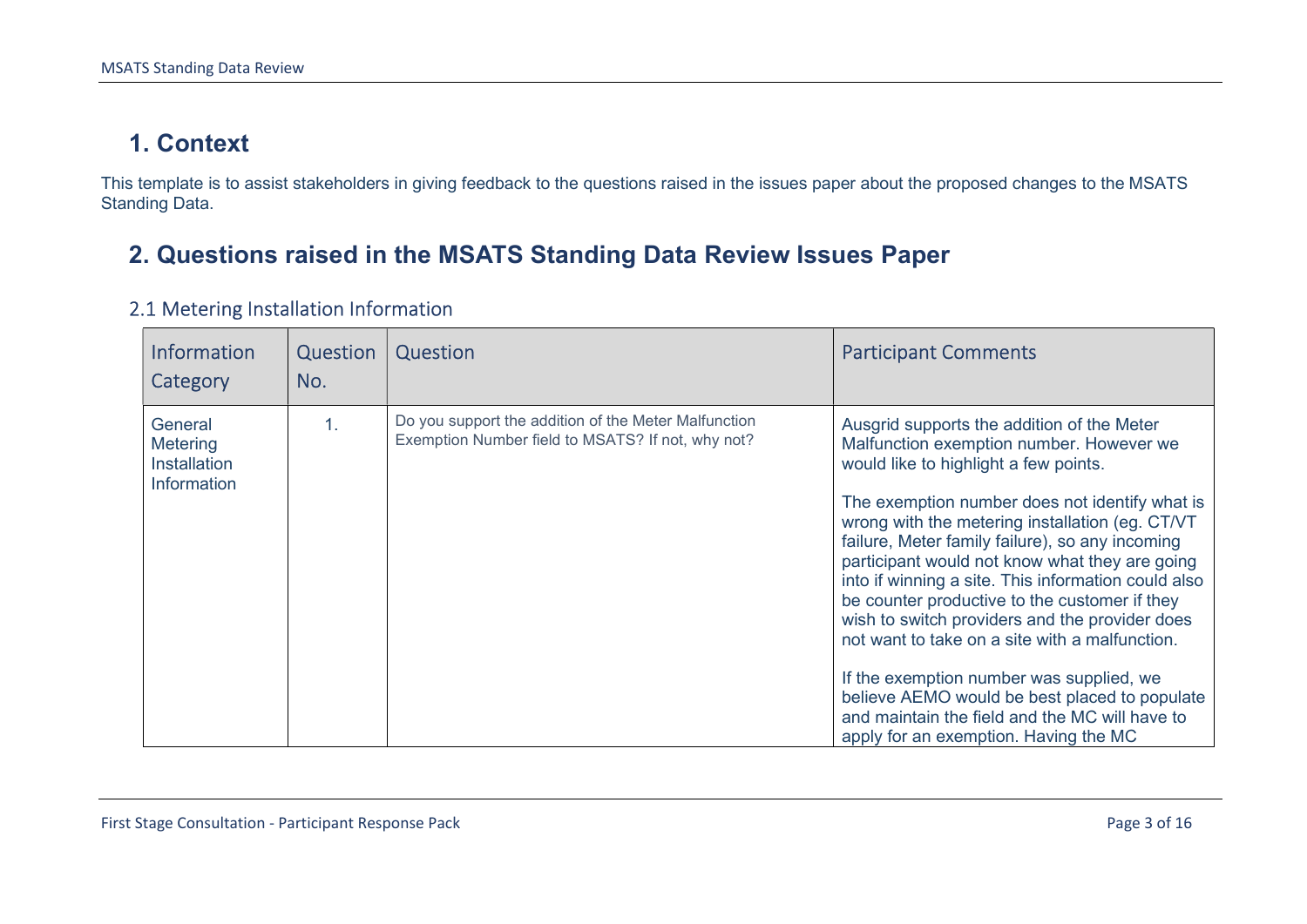# 1. Context

This template is to assist stakeholders in giving feedback to the questions raised in the issues paper about the proposed changes to the MSATS Standing Data.

# 2. Questions raised in the MSATS Standing Data Review Issues Paper

## 2.1 Metering Installation Information

| Information Category | Question No. | Question | Participant Comments |
|---|---|---|---|
| General Metering Installation Information | 1. | Do you support the addition of the Meter Malfunction Exemption Number field to MSATS? If not, why not? | Ausgrid supports the addition of the Meter Malfunction exemption number. However we would like to highlight a few points.<br><br>The exemption number does not identify what is wrong with the metering installation (eg. CT/VT failure, Meter family failure), so any incoming participant would not know what they are going into if winning a site. This information could also be counter productive to the customer if they wish to switch providers and the provider does not want to take on a site with a malfunction.<br><br>If the exemption number was supplied, we believe AEMO would be best placed to populate and maintain the field and the MC will have to apply for an exemption. Having the MC |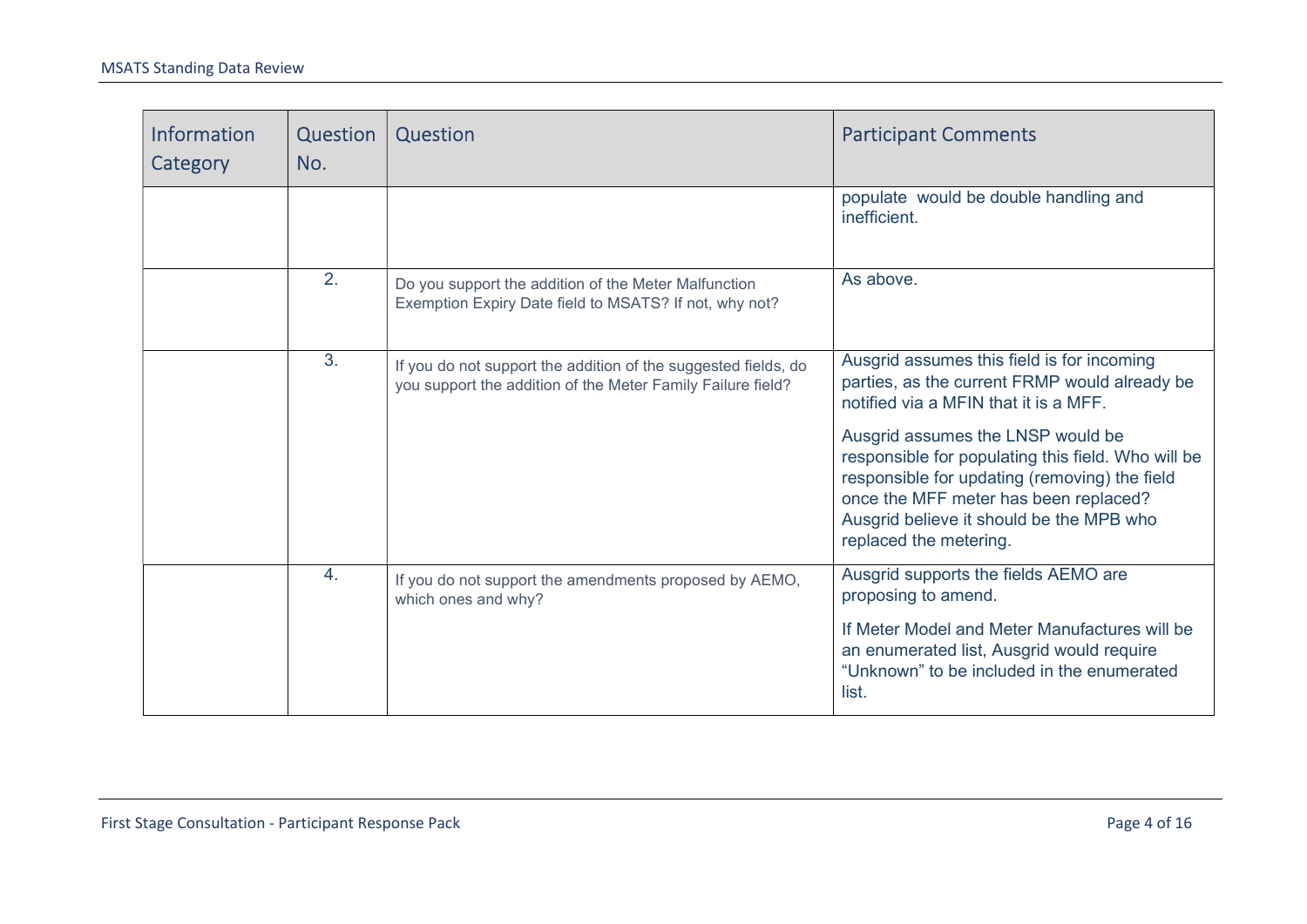| Information Category | Question No. | Question | Participant Comments |
| --- | --- | --- | --- |
| | | | populate would be double handling and inefficient. |
| | 2. | Do you support the addition of the Meter Malfunction Exemption Expiry Date field to MSATS? If not, why not? | As above. |
| | 3. | If you do not support the addition of the suggested fields, do you support the addition of the Meter Family Failure field? | Ausgrid assumes this field is for incoming parties, as the current FRMP would already be notified via a MFIN that it is a MFF. Ausgrid assumes the LNSP would be responsible for populating this field. Who will be responsible for updating (removing) the field once the MFF meter has been replaced? Ausgrid believe it should be the MPB who replaced the metering. |
| | 4. | If you do not support the amendments proposed by AEMO, which ones and why? | Ausgrid supports the fields AEMO are proposing to amend. If Meter Model and Meter Manufactures will be an enumerated list, Ausgrid would require "Unknown" to be included in the enumerated list. |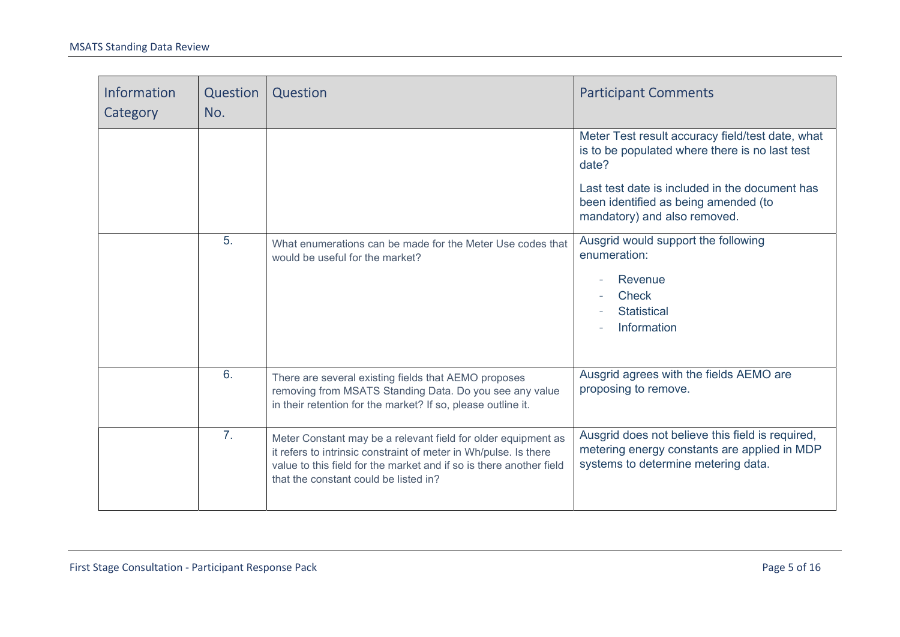| Information Category | Question No. | Question | Participant Comments |
|---|---|---|---|
| | | | Meter Test result accuracy field/test date, what is to be populated where there is no last test date?<br><br>Last test date is included in the document has been identified as being amended (to mandatory) and also removed. |
| | 5. | What enumerations can be made for the Meter Use codes that would be useful for the market? | Ausgrid would support the following enumeration:<br>- Revenue<br>- Check<br>- Statistical<br>- Information |
| | 6. | There are several existing fields that AEMO proposes removing from MSATS Standing Data. Do you see any value in their retention for the market? If so, please outline it. | Ausgrid agrees with the fields AEMO are proposing to remove. |
| | 7. | Meter Constant may be a relevant field for older equipment as it refers to intrinsic constraint of meter in Wh/pulse. Is there value to this field for the market and if so is there another field that the constant could be listed in? | Ausgrid does not believe this field is required, metering energy constants are applied in MDP systems to determine metering data. |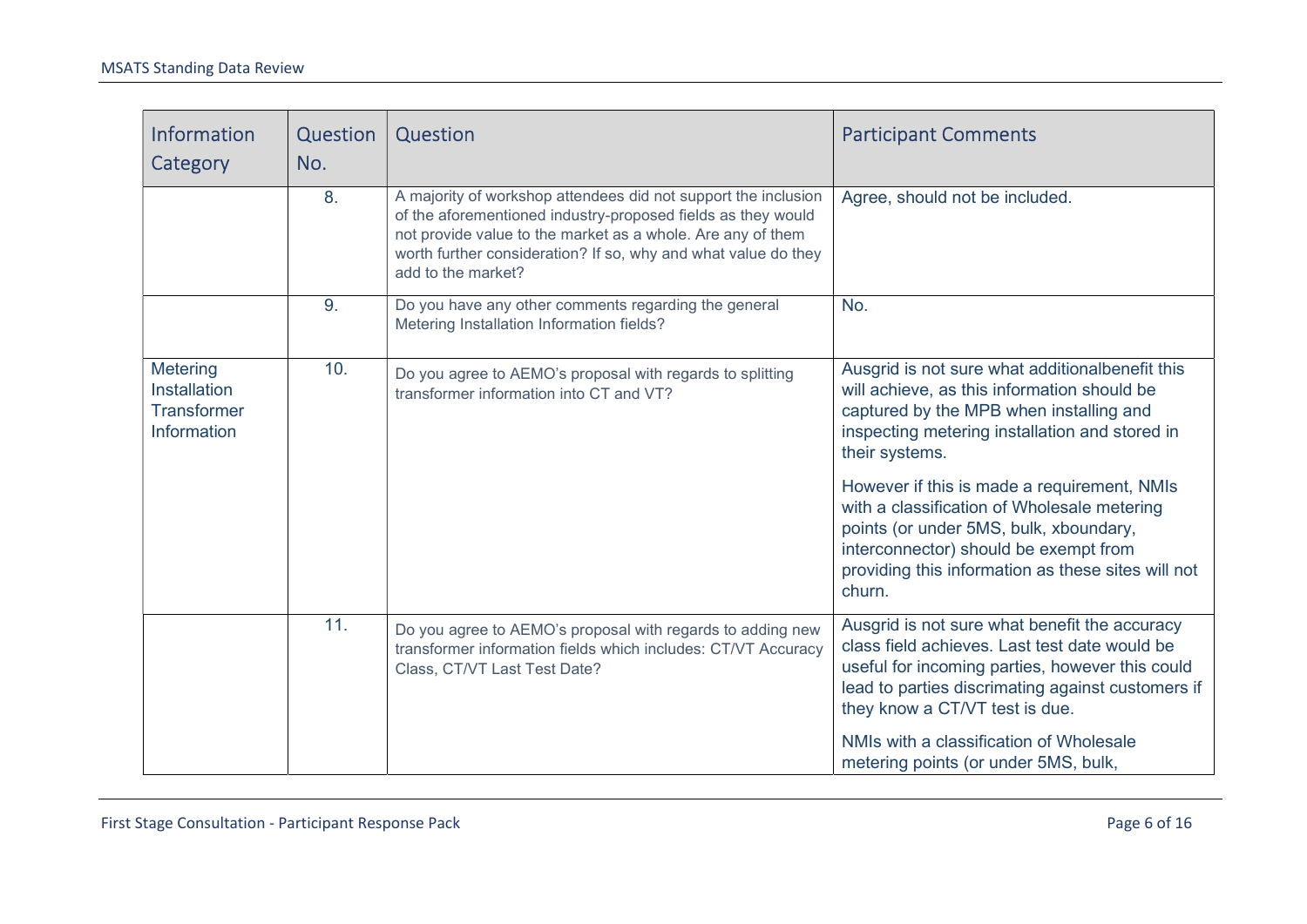| Information Category | Question No. | Question | Participant Comments |
|---|---|---|---|
| | 8. | A majority of workshop attendees did not support the inclusion of the aforementioned industry-proposed fields as they would not provide value to the market as a whole. Are any of them worth further consideration? If so, why and what value do they add to the market? | Agree, should not be included. |
| | 9. | Do you have any other comments regarding the general Metering Installation Information fields? | No. |
| Metering Installation Transformer Information | 10. | Do you agree to AEMO's proposal with regards to splitting transformer information into CT and VT? | Ausgrid is not sure what additionalbenefit this will achieve, as this information should be captured by the MPB when installing and inspecting metering installation and stored in their systems.<br><br>However if this is made a requirement, NMIs with a classification of Wholesale metering points (or under 5MS, bulk, xboundary, interconnector) should be exempt from providing this information as these sites will not churn. |
| | 11. | Do you agree to AEMO's proposal with regards to adding new transformer information fields which includes: CT/VT Accuracy Class, CT/VT Last Test Date? | Ausgrid is not sure what benefit the accuracy class field achieves. Last test date would be useful for incoming parties, however this could lead to parties discrimating against customers if they know a CT/VT test is due.<br><br>NMIs with a classification of Wholesale metering points (or under 5MS, bulk, |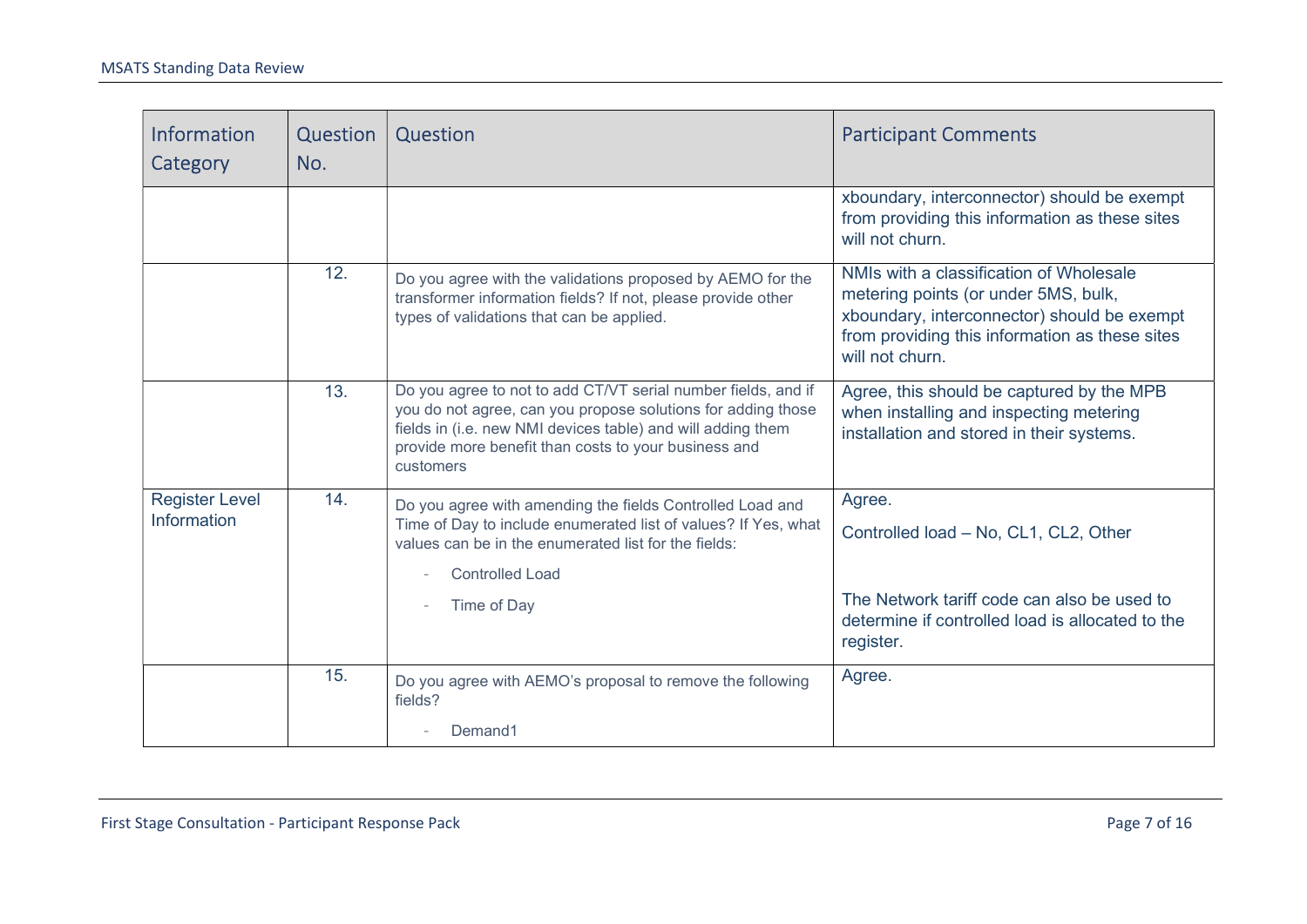| Information Category | Question No. | Question | Participant Comments |
|---|---|---|---|
| | | | xboundary, interconnector) should be exempt from providing this information as these sites will not churn. |
| | 12. | Do you agree with the validations proposed by AEMO for the transformer information fields? If not, please provide other types of validations that can be applied. | NMIs with a classification of Wholesale metering points (or under 5MS, bulk, xboundary, interconnector) should be exempt from providing this information as these sites will not churn. |
| | 13. | Do you agree to not to add CT/VT serial number fields, and if you do not agree, can you propose solutions for adding those fields in (i.e. new NMI devices table) and will adding them provide more benefit than costs to your business and customers | Agree, this should be captured by the MPB when installing and inspecting metering installation and stored in their systems. |
| Register Level Information | 14. | Do you agree with amending the fields Controlled Load and Time of Day to include enumerated list of values? If Yes, what values can be in the enumerated list for the fields:<br>- Controlled Load<br>- Time of Day | Agree.<br>Controlled load – No, CL1, CL2, Other<br><br>The Network tariff code can also be used to determine if controlled load is allocated to the register. |
| | 15. | Do you agree with AEMO's proposal to remove the following fields?<br>- Demand1 | Agree. |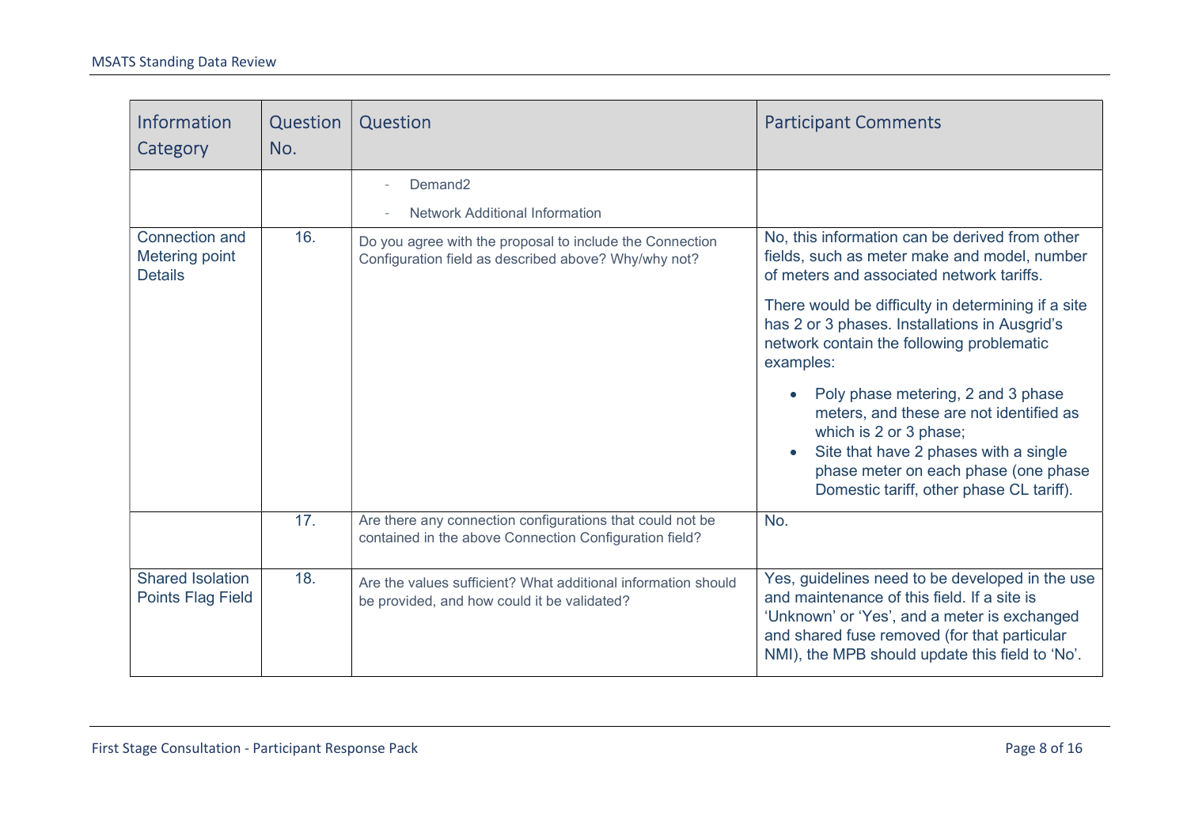| Information Category | Question No. | Question | Participant Comments |
|---|---|---|---|
| | | - Demand2<br>- Network Additional Information | |
| Connection and Metering point Details | 16. | Do you agree with the proposal to include the Connection Configuration field as described above? Why/why not? | No, this information can be derived from other fields, such as meter make and model, number of meters and associated network tariffs.<br><br>There would be difficulty in determining if a site has 2 or 3 phases. Installations in Ausgrid's network contain the following problematic examples:<br><br>• Poly phase metering, 2 and 3 phase meters, and these are not identified as which is 2 or 3 phase;<br>• Site that have 2 phases with a single phase meter on each phase (one phase Domestic tariff, other phase CL tariff). |
| | 17. | Are there any connection configurations that could not be contained in the above Connection Configuration field? | No. |
| Shared Isolation Points Flag Field | 18. | Are the values sufficient? What additional information should be provided, and how could it be validated? | Yes, guidelines need to be developed in the use and maintenance of this field. If a site is 'Unknown' or 'Yes', and a meter is exchanged and shared fuse removed (for that particular NMI), the MPB should update this field to 'No'. |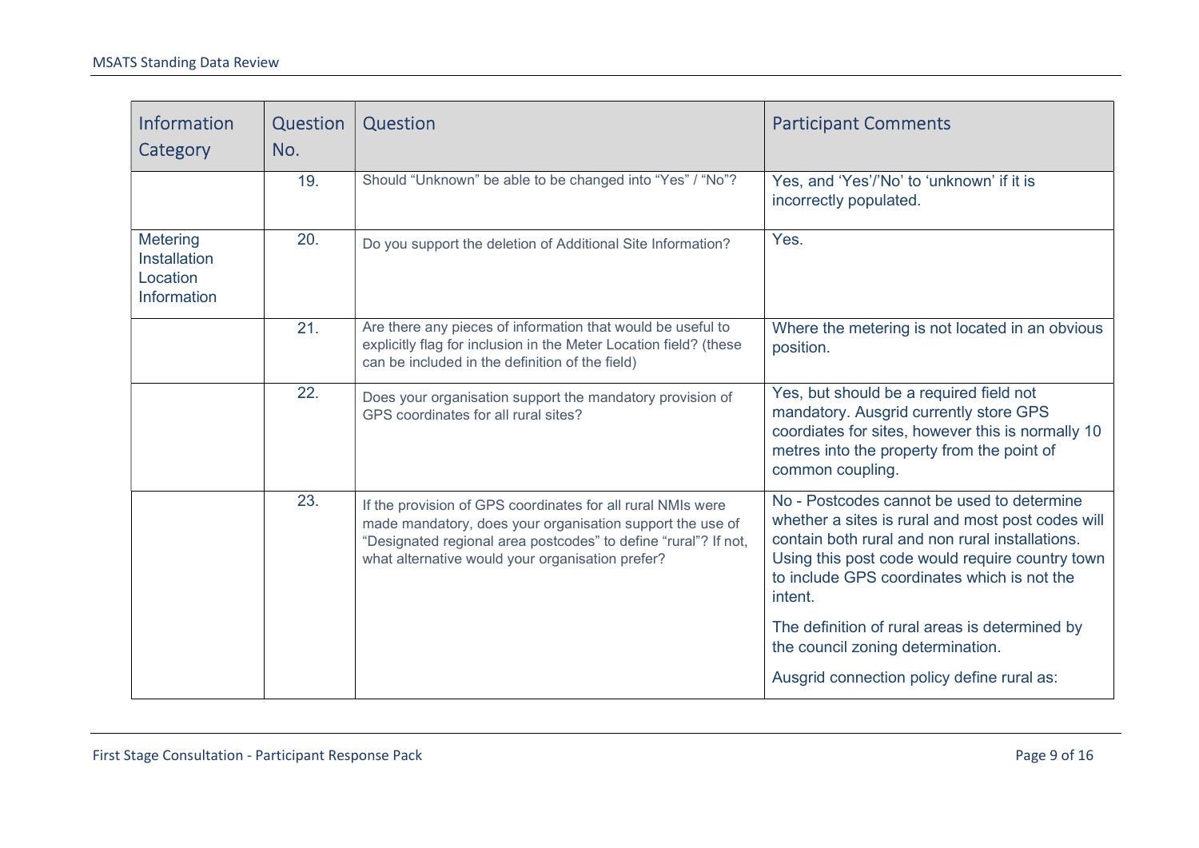| Information Category | Question No. | Question | Participant Comments |
|---|---|---|---|
| | 19. | Should "Unknown" be able to be changed into "Yes" / "No"? | Yes, and 'Yes'/'No' to 'unknown' if it is incorrectly populated. |
| Metering Installation Location Information | 20. | Do you support the deletion of Additional Site Information? | Yes. |
| | 21. | Are there any pieces of information that would be useful to explicitly flag for inclusion in the Meter Location field? (these can be included in the definition of the field) | Where the metering is not located in an obvious position. |
| | 22. | Does your organisation support the mandatory provision of GPS coordinates for all rural sites? | Yes, but should be a required field not mandatory. Ausgrid currently store GPS coordiates for sites, however this is normally 10 metres into the property from the point of common coupling. |
| | 23. | If the provision of GPS coordinates for all rural NMIs were made mandatory, does your organisation support the use of "Designated regional area postcodes" to define "rural"? If not, what alternative would your organisation prefer? | No - Postcodes cannot be used to determine whether a sites is rural and most post codes will contain both rural and non rural installations. Using this post code would require country town to include GPS coordinates which is not the intent.<br><br>The definition of rural areas is determined by the council zoning determination.<br><br>Ausgrid connection policy define rural as: |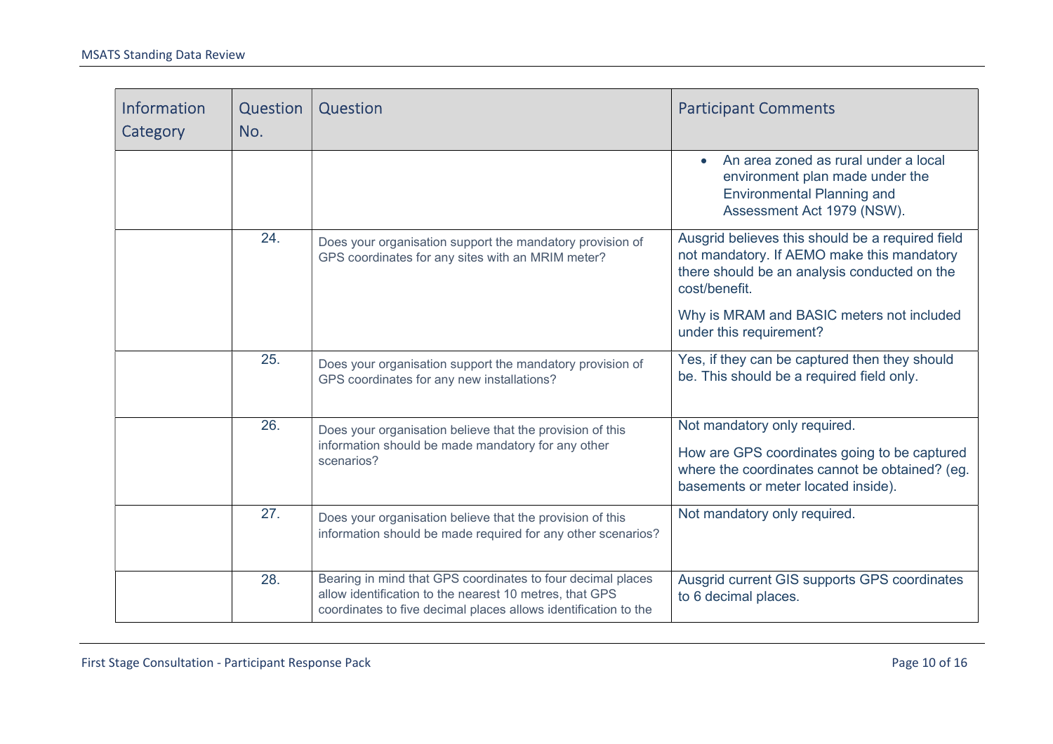| Information Category | Question No. | Question | Participant Comments |
|---|---|---|---|
| | | | • An area zoned as rural under a local environment plan made under the Environmental Planning and Assessment Act 1979 (NSW). |
| | 24. | Does your organisation support the mandatory provision of GPS coordinates for any sites with an MRIM meter? | Ausgrid believes this should be a required field not mandatory. If AEMO make this mandatory there should be an analysis conducted on the cost/benefit.<br><br>Why is MRAM and BASIC meters not included under this requirement? |
| | 25. | Does your organisation support the mandatory provision of GPS coordinates for any new installations? | Yes, if they can be captured then they should be. This should be a required field only. |
| | 26. | Does your organisation believe that the provision of this information should be made mandatory for any other scenarios? | Not mandatory only required.<br><br>How are GPS coordinates going to be captured where the coordinates cannot be obtained? (eg. basements or meter located inside). |
| | 27. | Does your organisation believe that the provision of this information should be made required for any other scenarios? | Not mandatory only required. |
| | 28. | Bearing in mind that GPS coordinates to four decimal places allow identification to the nearest 10 metres, that GPS coordinates to five decimal places allows identification to the | Ausgrid current GIS supports GPS coordinates to 6 decimal places. |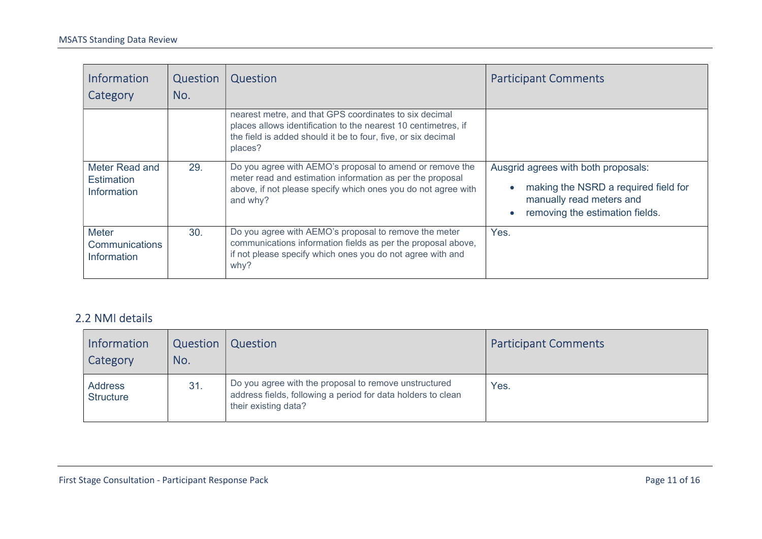| Information Category | Question No. | Question | Participant Comments |
|---|---|---|---|
| | | nearest metre, and that GPS coordinates to six decimal places allows identification to the nearest 10 centimetres, if the field is added should it be to four, five, or six decimal places? | |
| Meter Read and Estimation Information | 29. | Do you agree with AEMO's proposal to amend or remove the meter read and estimation information as per the proposal above, if not please specify which ones you do not agree with and why? | Ausgrid agrees with both proposals:<br>• making the NSRD a required field for manually read meters and<br>• removing the estimation fields. |
| Meter Communications Information | 30. | Do you agree with AEMO's proposal to remove the meter communications information fields as per the proposal above, if not please specify which ones you do not agree with and why? | Yes. |

## 2.2 NMI details

| Information Category | Question No. | Question | Participant Comments |
|---|---|---|---|
| Address Structure | 31. | Do you agree with the proposal to remove unstructured address fields, following a period for data holders to clean their existing data? | Yes. |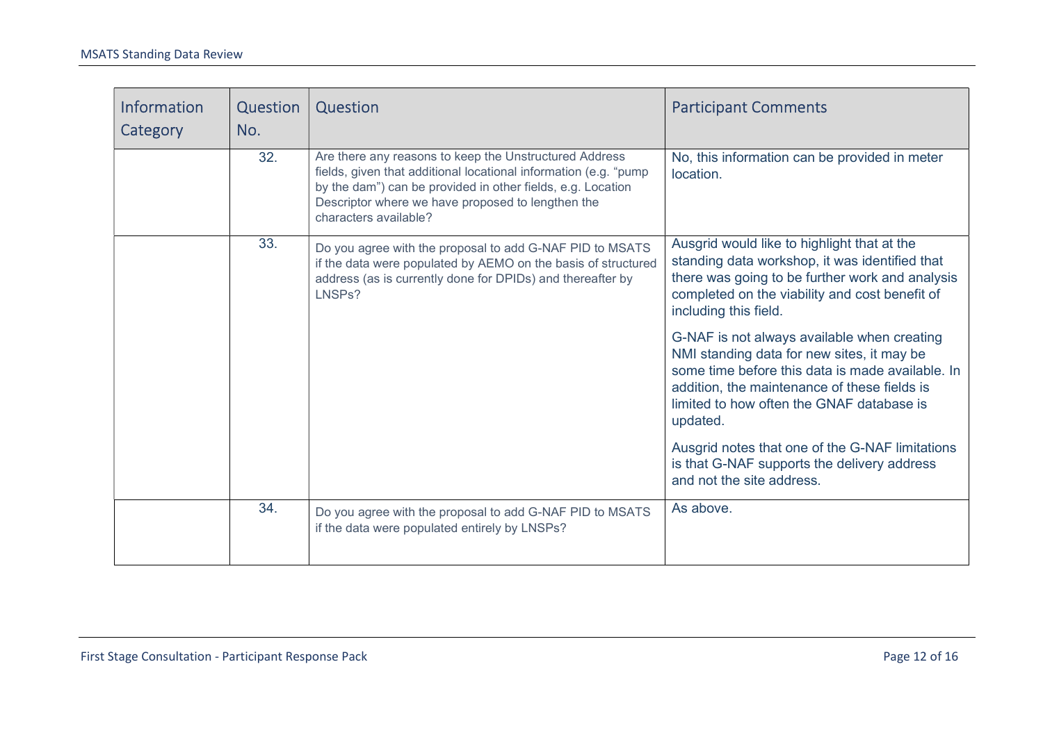| Information Category | Question No. | Question | Participant Comments |
|---|---|---|---|
| | 32. | Are there any reasons to keep the Unstructured Address fields, given that additional locational information (e.g. "pump by the dam") can be provided in other fields, e.g. Location Descriptor where we have proposed to lengthen the characters available? | No, this information can be provided in meter location. |
| | 33. | Do you agree with the proposal to add G-NAF PID to MSATS if the data were populated by AEMO on the basis of structured address (as is currently done for DPIDs) and thereafter by LNSPs? | Ausgrid would like to highlight that at the standing data workshop, it was identified that there was going to be further work and analysis completed on the viability and cost benefit of including this field.<br><br>G-NAF is not always available when creating NMI standing data for new sites, it may be some time before this data is made available. In addition, the maintenance of these fields is limited to how often the GNAF database is updated.<br><br>Ausgrid notes that one of the G-NAF limitations is that G-NAF supports the delivery address and not the site address. |
| | 34. | Do you agree with the proposal to add G-NAF PID to MSATS if the data were populated entirely by LNSPs? | As above. |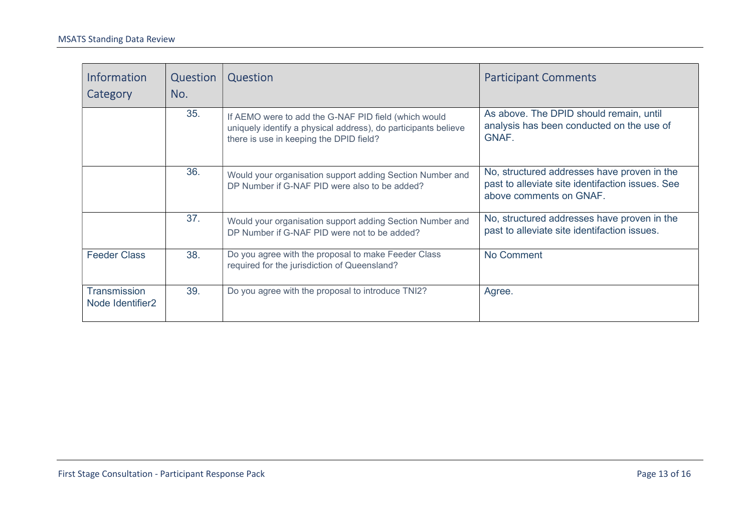| Information Category | Question No. | Question | Participant Comments |
|---|---|---|---|
| | 35. | If AEMO were to add the G-NAF PID field (which would uniquely identify a physical address), do participants believe there is use in keeping the DPID field? | As above. The DPID should remain, until analysis has been conducted on the use of GNAF. |
| | 36. | Would your organisation support adding Section Number and DP Number if G-NAF PID were also to be added? | No, structured addresses have proven in the past to alleviate site identifaction issues. See above comments on GNAF. |
| | 37. | Would your organisation support adding Section Number and DP Number if G-NAF PID were not to be added? | No, structured addresses have proven in the past to alleviate site identifaction issues. |
| Feeder Class | 38. | Do you agree with the proposal to make Feeder Class required for the jurisdiction of Queensland? | No Comment |
| Transmission Node Identifier2 | 39. | Do you agree with the proposal to introduce TNI2? | Agree. |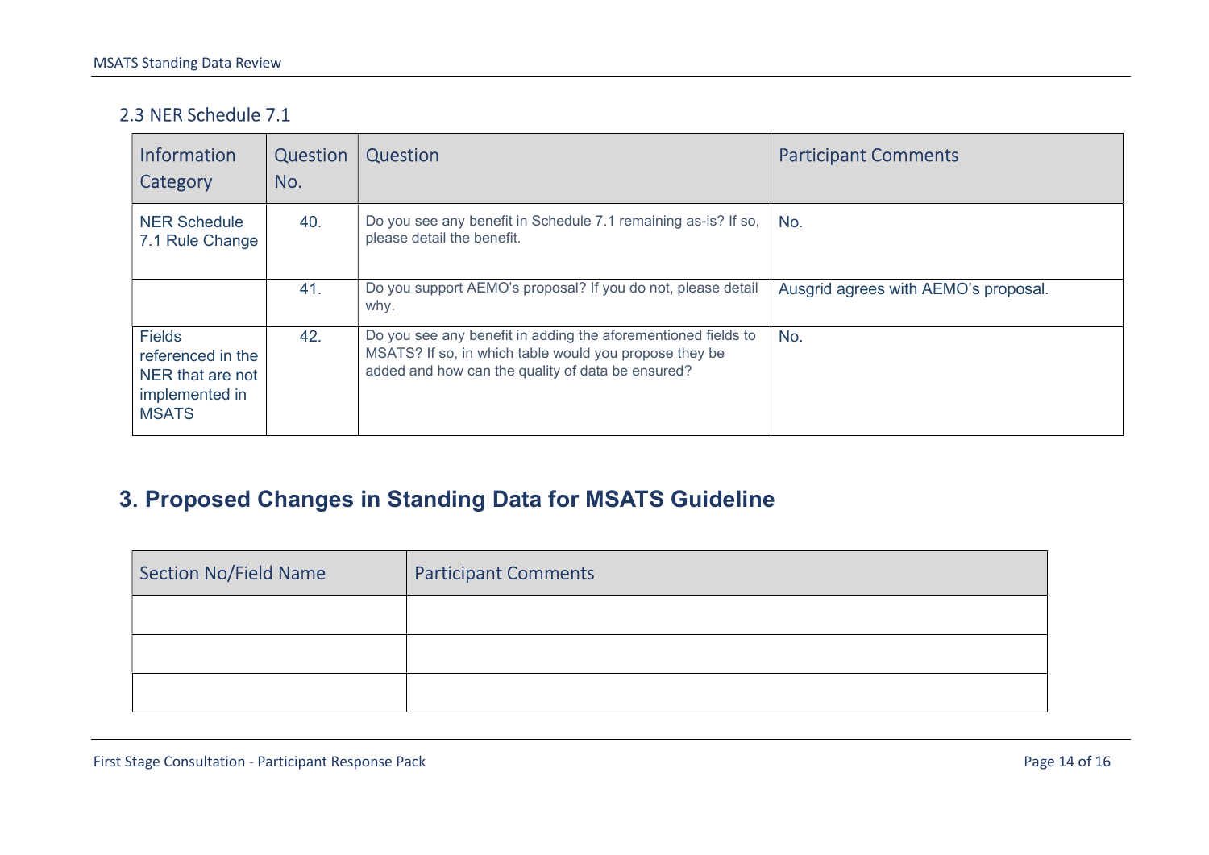## 2.3 NER Schedule 7.1

| Information Category | Question No. | Question | Participant Comments |
|---|---|---|---|
| NER Schedule 7.1 Rule Change | 40. | Do you see any benefit in Schedule 7.1 remaining as-is? If so, please detail the benefit. | No. |
| | 41. | Do you support AEMO's proposal? If you do not, please detail why. | Ausgrid agrees with AEMO's proposal. |
| Fields referenced in the NER that are not implemented in MSATS | 42. | Do you see any benefit in adding the aforementioned fields to MSATS? If so, in which table would you propose they be added and how can the quality of data be ensured? | No. |

# 3. Proposed Changes in Standing Data for MSATS Guideline

| Section No/Field Name | Participant Comments |
|---|---|
| | |
| | |
| | |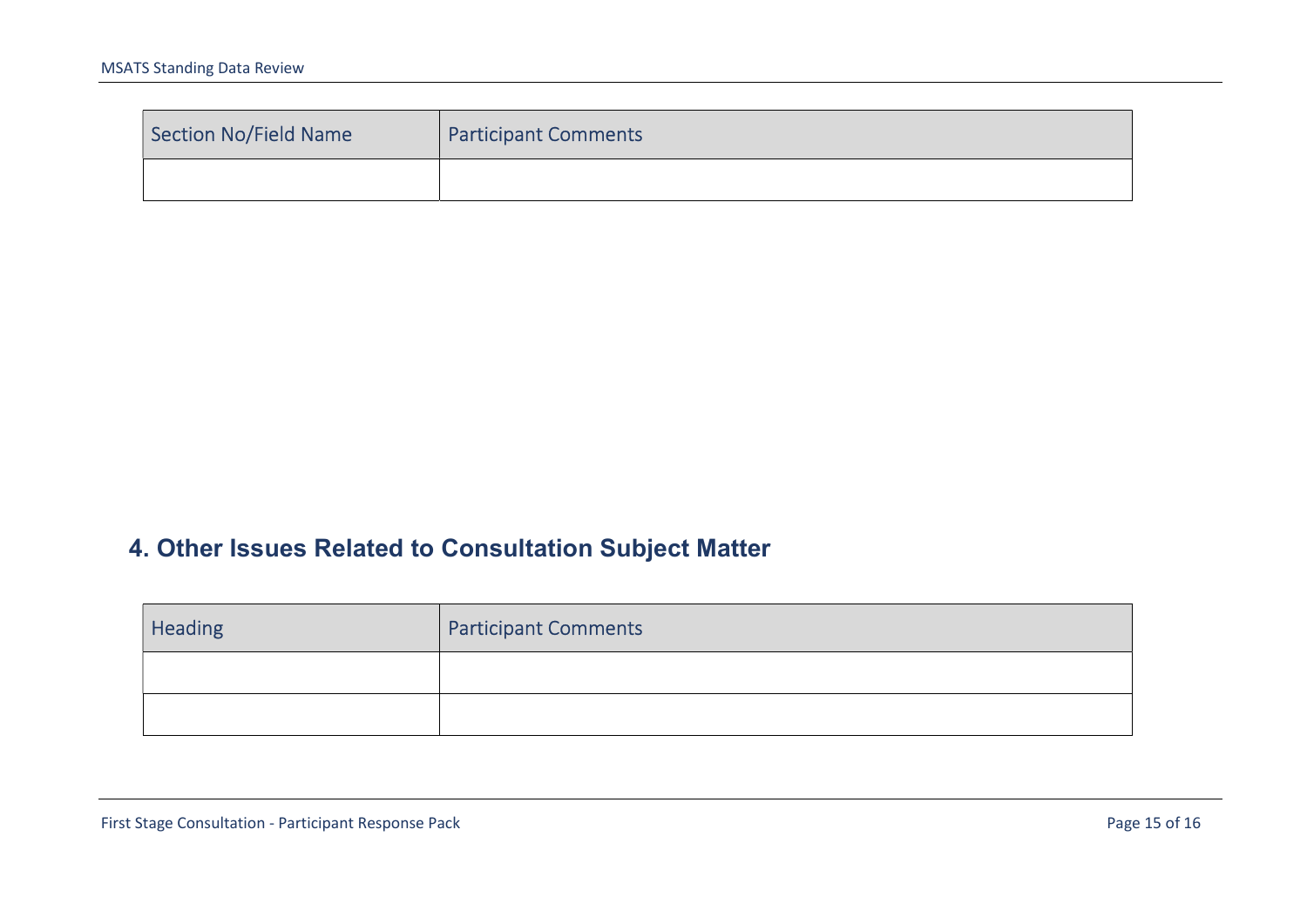| Section No/Field Name | Participant Comments |
| --- | --- |
| | |

## 4. Other Issues Related to Consultation Subject Matter

| Heading | Participant Comments |
| --- | --- |
| | |
| | |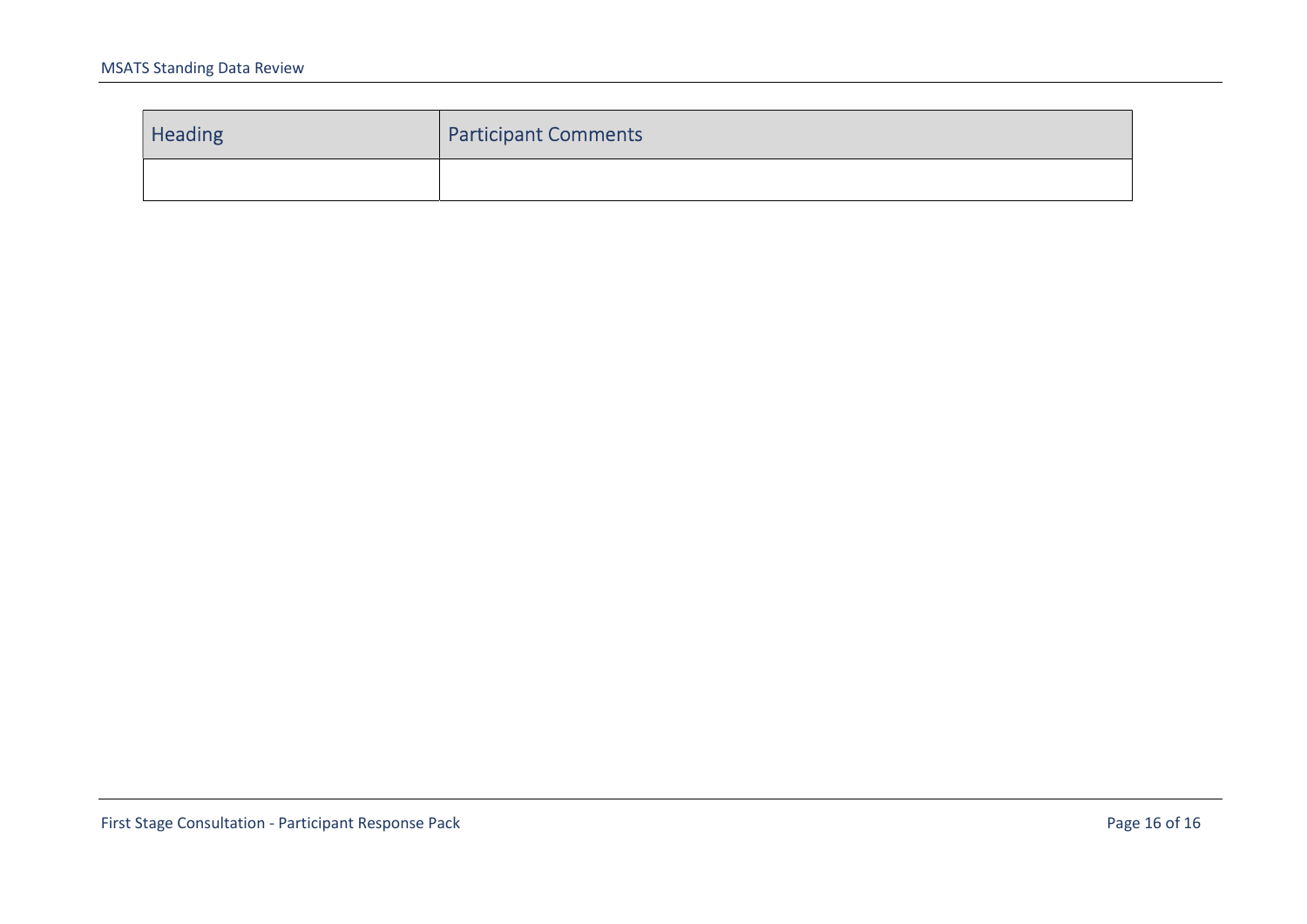| Heading | Participant Comments |
| --- | --- |
| | |